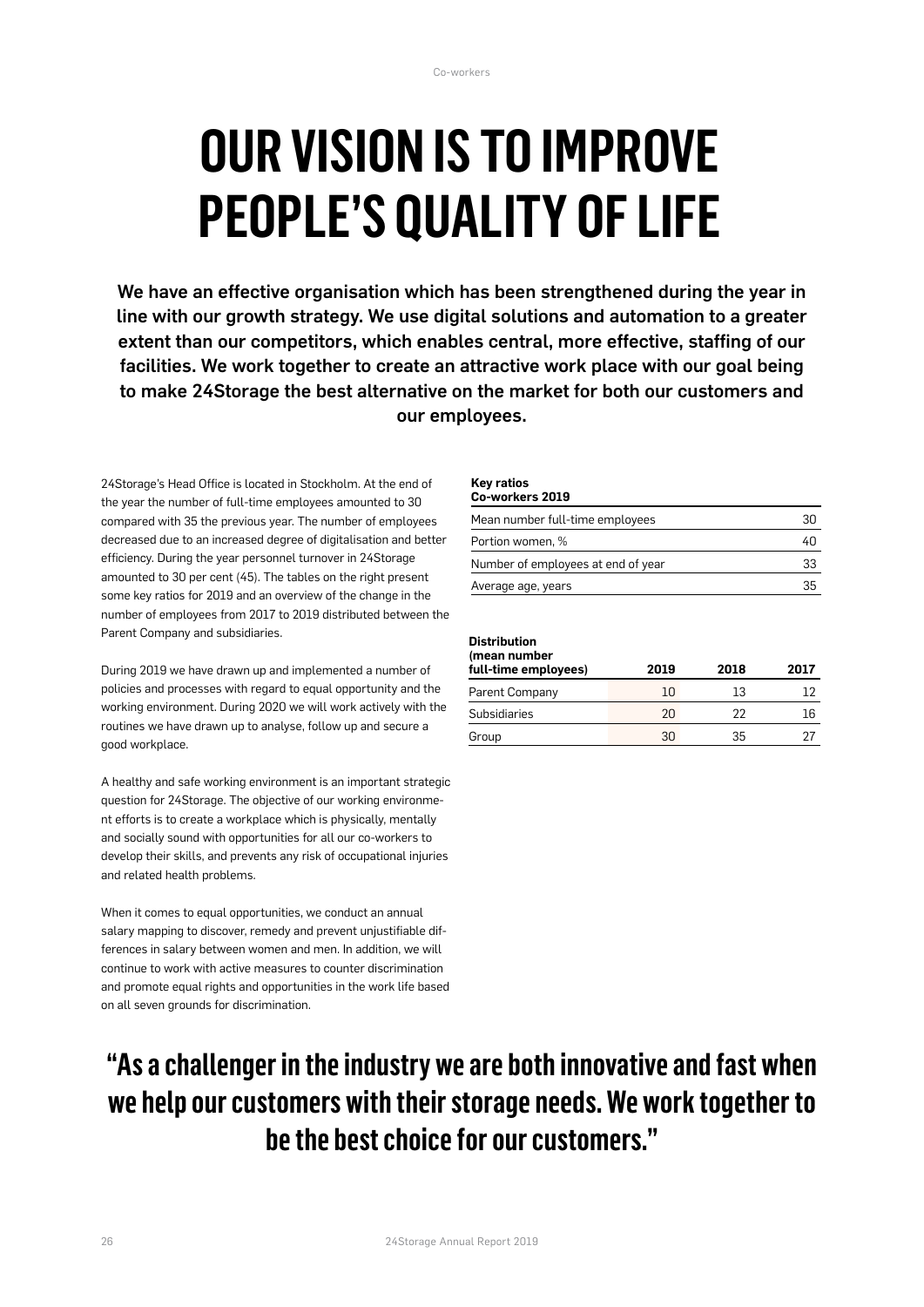# OUR VISION IS TO IMPROVE PEOPLE'S QUALITY OF LIFE

**We have an effective organisation which has been strengthened during the year in line with our growth strategy. We use digital solutions and automation to a greater extent than our competitors, which enables central, more effective, staffing of our facilities. We work together to create an attractive work place with our goal being to make 24Storage the best alternative on the market for both our customers and our employees.**

24Storage's Head Office is located in Stockholm. At the end of the year the number of full-time employees amounted to 30 compared with 35 the previous year. The number of employees decreased due to an increased degree of digitalisation and better efficiency. During the year personnel turnover in 24Storage amounted to 30 per cent (45). The tables on the right present some key ratios for 2019 and an overview of the change in the number of employees from 2017 to 2019 distributed between the Parent Company and subsidiaries.

During 2019 we have drawn up and implemented a number of policies and processes with regard to equal opportunity and the working environment. During 2020 we will work actively with the routines we have drawn up to analyse, follow up and secure a good workplace.

A healthy and safe working environment is an important strategic question for 24Storage. The objective of our working environment efforts is to create a workplace which is physically, mentally and socially sound with opportunities for all our co-workers to develop their skills, and prevents any risk of occupational injuries and related health problems.

When it comes to equal opportunities, we conduct an annual salary mapping to discover, remedy and prevent unjustifiable differences in salary between women and men. In addition, we will continue to work with active measures to counter discrimination and promote equal rights and opportunities in the work life based on all seven grounds for discrimination.

| Key ratios Co-workers 2019 | |
|---|---|
| Mean number full-time employees | 30 |
| Portion women, % | 40 |
| Number of employees at end of year | 33 |
| Average age, years | 35 |

| Distribution (mean number full-time employees) | 2019 | 2018 | 2017 |
|---|---|---|---|
| Parent Company | 10 | 13 | 12 |
| Subsidiaries | 20 | 22 | 16 |
| Group | 30 | 35 | 27 |

## "As a challenger in the industry we are both innovative and fast when we help our customers with their storage needs. We work together to be the best choice for our customers."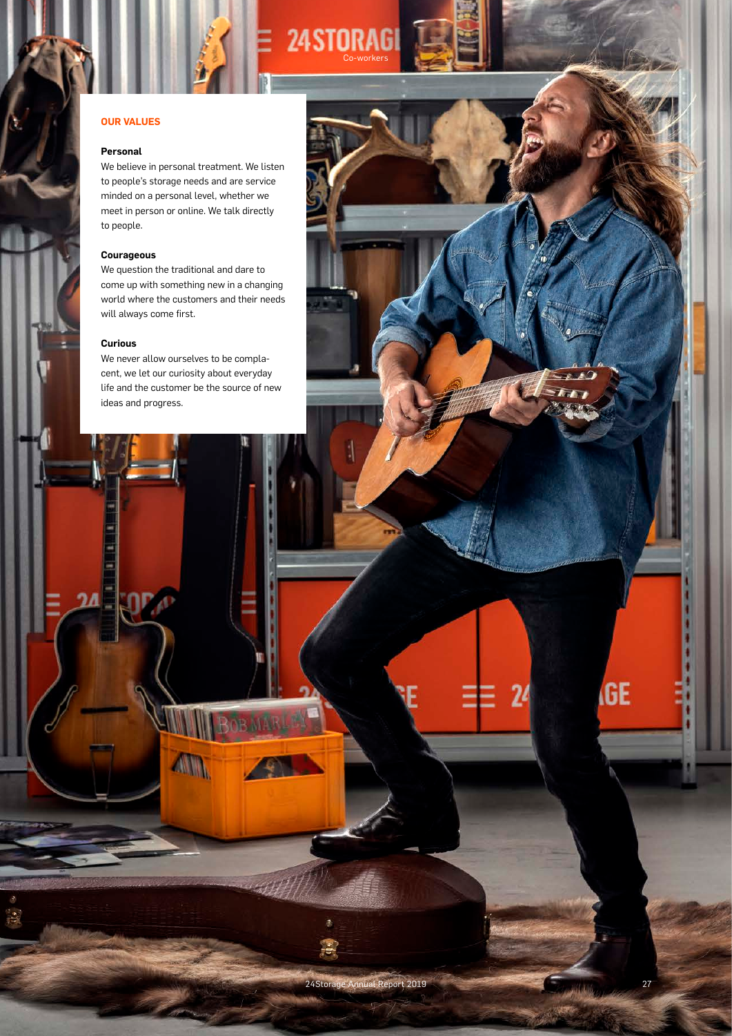## OUR VALUES

### Personal

We believe in personal treatment. We listen to people's storage needs and are service minded on a personal level, whether we meet in person or online. We talk directly to people.

### Courageous

We question the traditional and dare to come up with something new in a changing world where the customers and their needs will always come first.

### Curious

We never allow ourselves to be complacent, we let our curiosity about everyday life and the customer be the source of new ideas and progress.